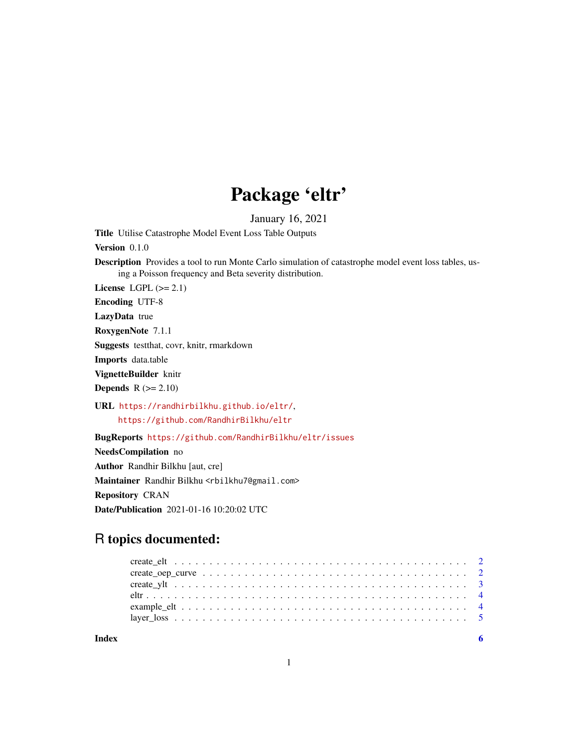# Package 'eltr'

January 16, 2021

**Title** Utilise Catastrophe Model Event Loss Table Outputs

**Version** 0.1.0

**Description** Provides a tool to run Monte Carlo simulation of catastrophe model event loss tables, using a Poisson frequency and Beta severity distribution.

**License** LGPL (>= 2.1)

**Encoding** UTF-8

**LazyData** true

**RoxygenNote** 7.1.1

**Suggests** testthat, covr, knitr, rmarkdown

**Imports** data.table

**VignetteBuilder** knitr

**Depends** R (>= 2.10)

**URL** https://randhirbilkhu.github.io/eltr/,
https://github.com/RandhirBilkhu/eltr

**BugReports** https://github.com/RandhirBilkhu/eltr/issues

**NeedsCompilation** no

**Author** Randhir Bilkhu [aut, cre]

**Maintainer** Randhir Bilkhu <rbilkhu7@gmail.com>

**Repository** CRAN

**Date/Publication** 2021-01-16 10:20:02 UTC

## R topics documented:

- create_elt . . . . . . . . . . . . . . . . . . . . . . . . . . . . . . . . . . . . . . . . . 2
- create_oep_curve . . . . . . . . . . . . . . . . . . . . . . . . . . . . . . . . . . . . . 2
- create_ylt . . . . . . . . . . . . . . . . . . . . . . . . . . . . . . . . . . . . . . . . . 3
- eltr . . . . . . . . . . . . . . . . . . . . . . . . . . . . . . . . . . . . . . . . . . . . 4
- example_elt . . . . . . . . . . . . . . . . . . . . . . . . . . . . . . . . . . . . . . . 4
- layer_loss . . . . . . . . . . . . . . . . . . . . . . . . . . . . . . . . . . . . . . . . 5

**Index** 6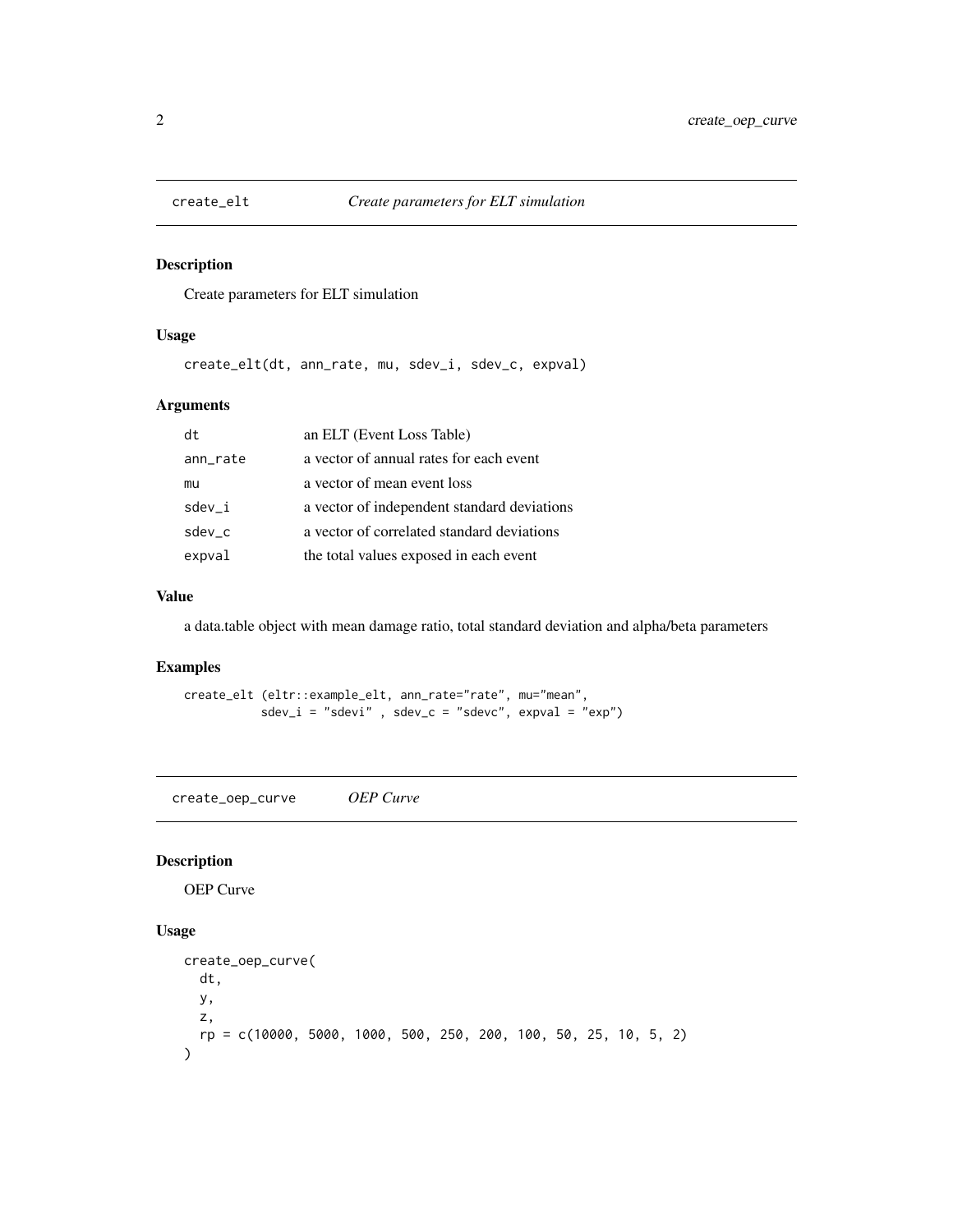## create_elt    *Create parameters for ELT simulation*

### Description

Create parameters for ELT simulation

### Usage

```
create_elt(dt, ann_rate, mu, sdev_i, sdev_c, expval)
```

### Arguments

| | |
|---|---|
| dt | an ELT (Event Loss Table) |
| ann_rate | a vector of annual rates for each event |
| mu | a vector of mean event loss |
| sdev_i | a vector of independent standard deviations |
| sdev_c | a vector of correlated standard deviations |
| expval | the total values exposed in each event |

### Value

a data.table object with mean damage ratio, total standard deviation and alpha/beta parameters

### Examples

```
create_elt (eltr::example_elt, ann_rate="rate", mu="mean",
           sdev_i = "sdevi" , sdev_c = "sdevc", expval = "exp")
```

## create_oep_curve    *OEP Curve*

### Description

OEP Curve

### Usage

```
create_oep_curve(
  dt,
  y,
  z,
  rp = c(10000, 5000, 1000, 500, 250, 200, 100, 50, 25, 10, 5, 2)
)
```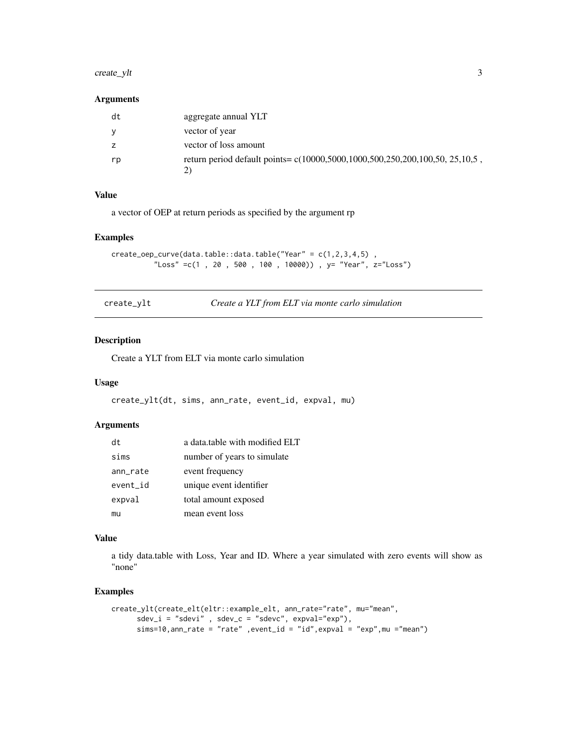### Arguments

| | |
|---|---|
| dt | aggregate annual YLT |
| y | vector of year |
| z | vector of loss amount |
| rp | return period default points= c(10000,5000,1000,500,250,200,100,50, 25,10,5 , 2) |

### Value

a vector of OEP at return periods as specified by the argument rp

### Examples

```
create_oep_curve(data.table::data.table("Year" = c(1,2,3,4,5) ,
          "Loss" =c(1 , 20 , 500 , 100 , 10000)) , y= "Year", z="Loss")
```

---

## create_ylt — *Create a YLT from ELT via monte carlo simulation*

### Description

Create a YLT from ELT via monte carlo simulation

### Usage

```
create_ylt(dt, sims, ann_rate, event_id, expval, mu)
```

### Arguments

| | |
|---|---|
| dt | a data.table with modified ELT |
| sims | number of years to simulate |
| ann_rate | event frequency |
| event_id | unique event identifier |
| expval | total amount exposed |
| mu | mean event loss |

### Value

a tidy data.table with Loss, Year and ID. Where a year simulated with zero events will show as "none"

### Examples

```
create_ylt(create_elt(eltr::example_elt, ann_rate="rate", mu="mean",
      sdev_i = "sdevi" , sdev_c = "sdevc", expval="exp"),
      sims=10,ann_rate = "rate" ,event_id = "id",expval = "exp",mu ="mean")
```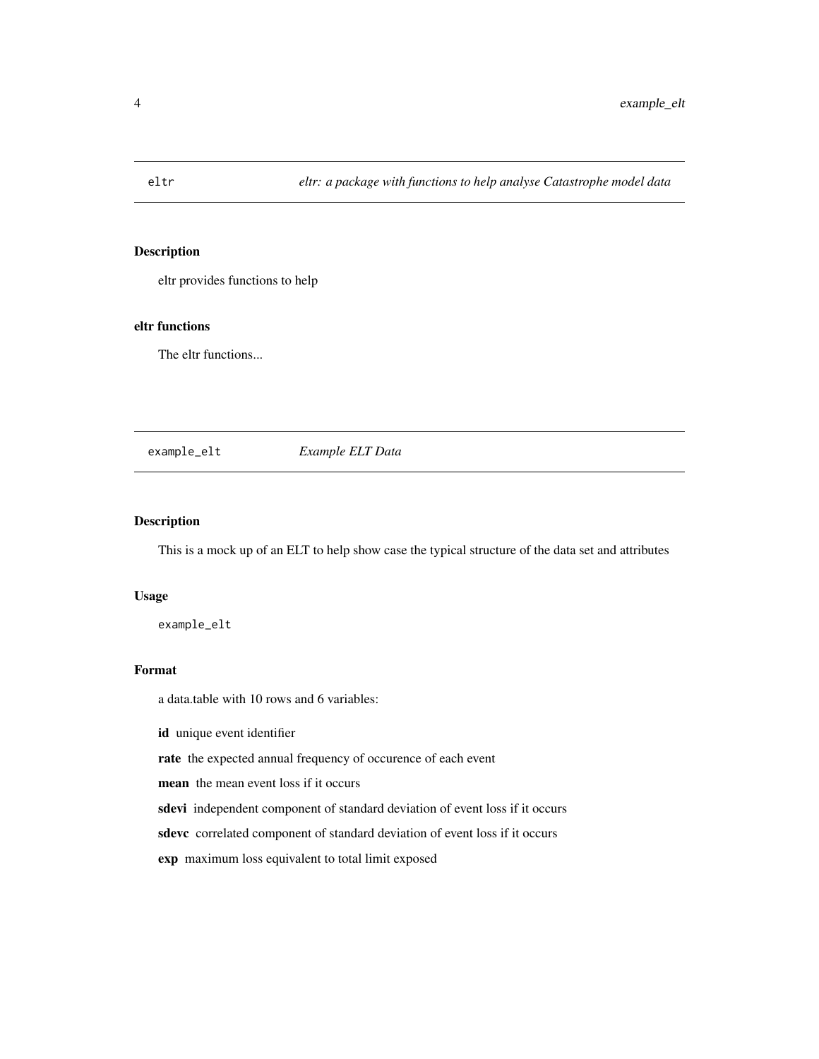## eltr — *eltr: a package with functions to help analyse Catastrophe model data*

### Description

eltr provides functions to help

### eltr functions

The eltr functions...

## example_elt — *Example ELT Data*

### Description

This is a mock up of an ELT to help show case the typical structure of the data set and attributes

### Usage

```
example_elt
```

### Format

a data.table with 10 rows and 6 variables:

- **id** unique event identifier
- **rate** the expected annual frequency of occurence of each event
- **mean** the mean event loss if it occurs
- **sdevi** independent component of standard deviation of event loss if it occurs
- **sdevc** correlated component of standard deviation of event loss if it occurs
- **exp** maximum loss equivalent to total limit exposed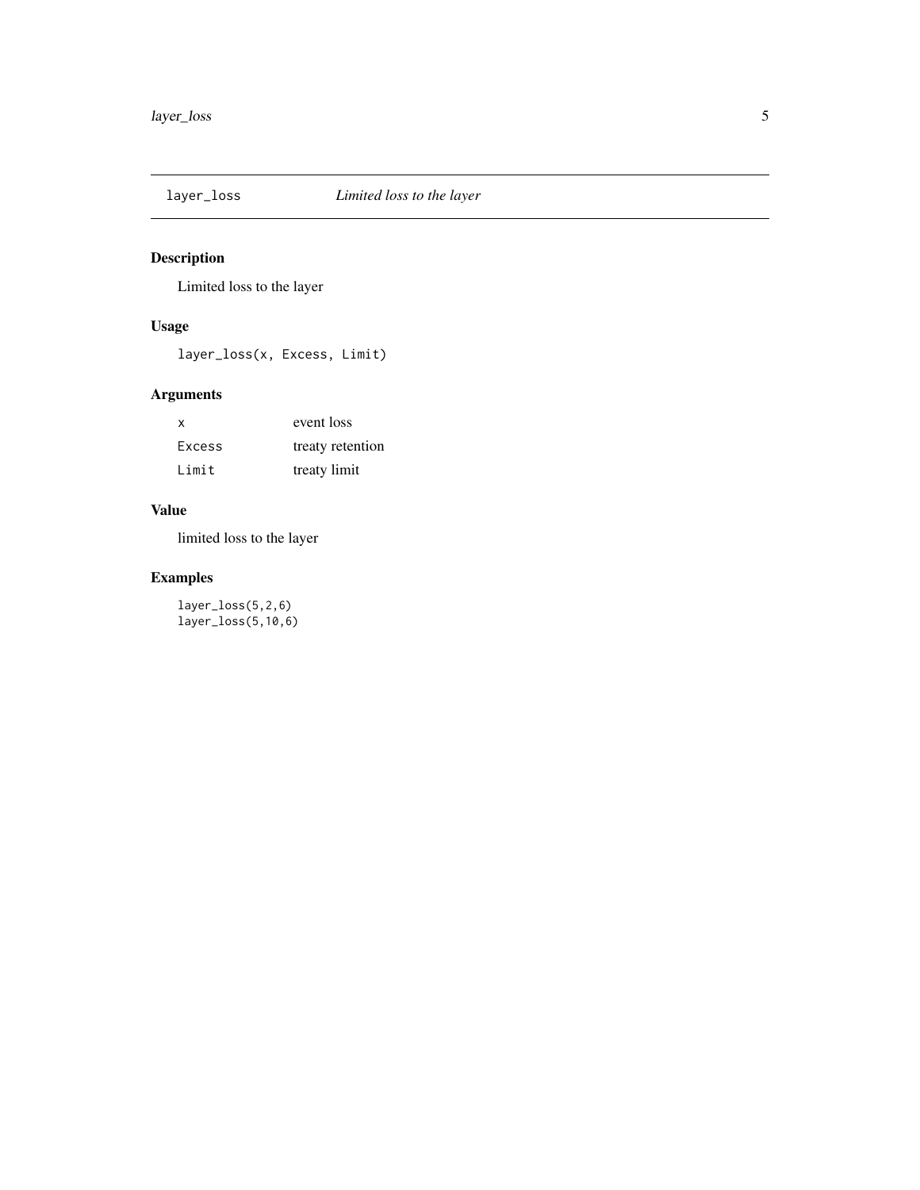# layer_loss — *Limited loss to the layer*

## Description

Limited loss to the layer

## Usage

```
layer_loss(x, Excess, Limit)
```

## Arguments

| | |
|---|---|
| `x` | event loss |
| `Excess` | treaty retention |
| `Limit` | treaty limit |

## Value

limited loss to the layer

## Examples

```
layer_loss(5,2,6)
layer_loss(5,10,6)
```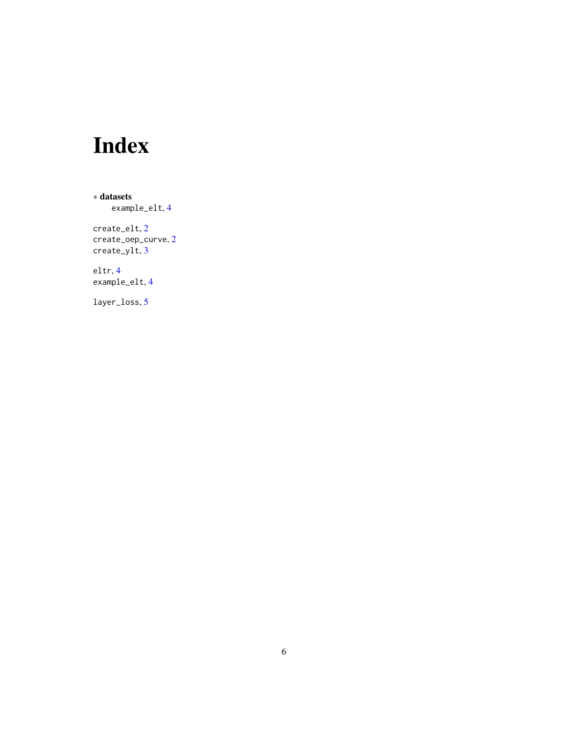# Index

∗ **datasets**

  example_elt, 4

create_elt, 2
create_oep_curve, 2
create_ylt, 3

eltr, 4
example_elt, 4

layer_loss, 5